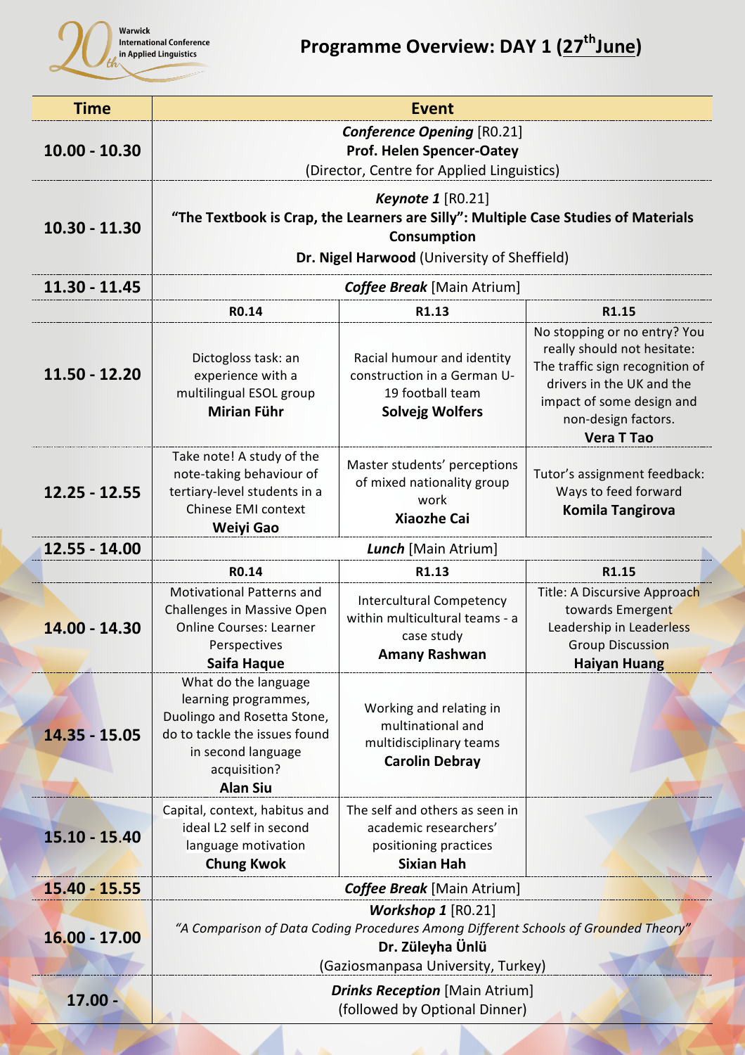Warwick International Conference in Applied Linguistics (20th)

# Programme Overview: DAY 1 (27th June)

| Time | Event | | |
|---|---|---|---|
| 10.00 - 10.30 | ***Conference Opening*** [R0.21]<br>**Prof. Helen Spencer-Oatey**<br>(Director, Centre for Applied Linguistics) | | |
| 10.30 - 11.30 | ***Keynote 1*** [R0.21]<br>**"The Textbook is Crap, the Learners are Silly": Multiple Case Studies of Materials Consumption**<br>**Dr. Nigel Harwood** (University of Sheffield) | | |
| 11.30 - 11.45 | ***Coffee Break*** [Main Atrium] | | |
| | **R0.14** | **R1.13** | **R1.15** |
| 11.50 - 12.20 | Dictogloss task: an experience with a multilingual ESOL group<br>**Mirian Führ** | Racial humour and identity construction in a German U-19 football team<br>**Solvejg Wolfers** | No stopping or no entry? You really should not hesitate: The traffic sign recognition of drivers in the UK and the impact of some design and non-design factors.<br>**Vera T Tao** |
| 12.25 - 12.55 | Take note! A study of the note-taking behaviour of tertiary-level students in a Chinese EMI context<br>**Weiyi Gao** | Master students' perceptions of mixed nationality group work<br>**Xiaozhe Cai** | Tutor's assignment feedback: Ways to feed forward<br>**Komila Tangirova** |
| 12.55 - 14.00 | ***Lunch*** [Main Atrium] | | |
| | **R0.14** | **R1.13** | **R1.15** |
| 14.00 - 14.30 | Motivational Patterns and Challenges in Massive Open Online Courses: Learner Perspectives<br>**Saifa Haque** | Intercultural Competency within multicultural teams - a case study<br>**Amany Rashwan** | Title: A Discursive Approach towards Emergent Leadership in Leaderless Group Discussion<br>**Haiyan Huang** |
| 14.35 - 15.05 | What do the language learning programmes, Duolingo and Rosetta Stone, do to tackle the issues found in second language acquisition?<br>**Alan Siu** | Working and relating in multinational and multidisciplinary teams<br>**Carolin Debray** | |
| 15.10 - 15.40 | Capital, context, habitus and ideal L2 self in second language motivation<br>**Chung Kwok** | The self and others as seen in academic researchers' positioning practices<br>**Sixian Hah** | |
| 15.40 - 15.55 | ***Coffee Break*** [Main Atrium] | | |
| 16.00 - 17.00 | ***Workshop 1*** [R0.21]<br>*"A Comparison of Data Coding Procedures Among Different Schools of Grounded Theory"*<br>**Dr. Züleyha Ünlü**<br>(Gaziosmanpasa University, Turkey) | | |
| 17.00 - | ***Drinks Reception*** [Main Atrium]<br>(followed by Optional Dinner) | | |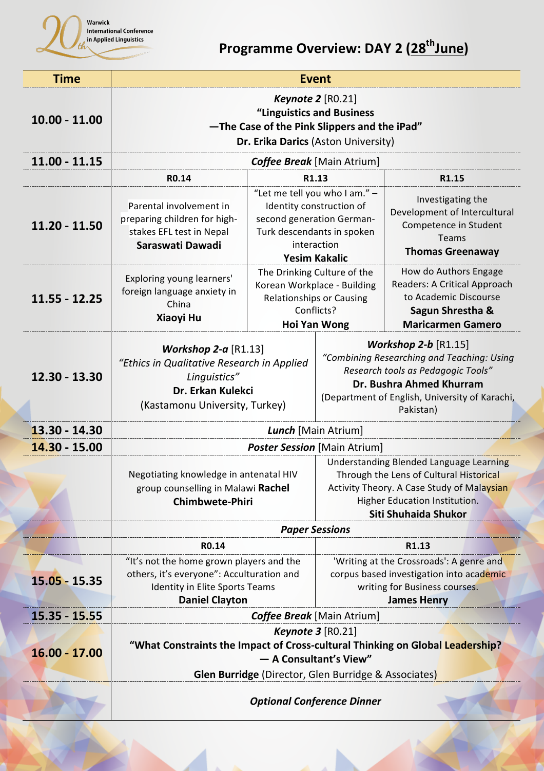Warwick International Conference in Applied Linguistics

# Programme Overview: DAY 2 (28[th] June)

| Time | Event | | |
|---|---|---|---|
| 10.00 - 11.00 | ***Keynote 2*** [R0.21] **"Linguistics and Business —The Case of the Pink Slippers and the iPad"** **Dr. Erika Darics** (Aston University) | | |
| 11.00 - 11.15 | ***Coffee Break*** [Main Atrium] | | |
| | **R0.14** | **R1.13** | **R1.15** |
| 11.20 - 11.50 | Parental involvement in preparing children for high-stakes EFL test in Nepal **Saraswati Dawadi** | "Let me tell you who I am." – Identity construction of second generation German-Turk descendants in spoken interaction **Yesim Kakalic** | Investigating the Development of Intercultural Competence in Student Teams **Thomas Greenaway** |
| 11.55 - 12.25 | Exploring young learners' foreign language anxiety in China **Xiaoyi Hu** | The Drinking Culture of the Korean Workplace - Building Relationships or Causing Conflicts? **Hoi Yan Wong** | How do Authors Engage Readers: A Critical Approach to Academic Discourse **Sagun Shrestha & Maricarmen Gamero** |
| 12.30 - 13.30 | ***Workshop 2-a*** [R1.13] *"Ethics in Qualitative Research in Applied Linguistics"* **Dr. Erkan Kulekci** (Kastamonu University, Turkey) | ***Workshop 2-b*** [R1.15] *"Combining Researching and Teaching: Using Research tools as Pedagogic Tools"* **Dr. Bushra Ahmed Khurram** (Department of English, University of Karachi, Pakistan) | |
| 13.30 - 14.30 | ***Lunch*** [Main Atrium] | | |
| 14.30 - 15.00 | ***Poster Session*** [Main Atrium] | | |
| | Negotiating knowledge in antenatal HIV group counselling in Malawi **Rachel Chimbwete-Phiri** | Understanding Blended Language Learning Through the Lens of Cultural Historical Activity Theory. A Case Study of Malaysian Higher Education Institution. **Siti Shuhaida Shukor** | |
| | ***Paper Sessions*** | | |
| | **R0.14** | **R1.13** | |
| 15.05 - 15.35 | "It's not the home grown players and the others, it's everyone": Acculturation and Identity in Elite Sports Teams **Daniel Clayton** | 'Writing at the Crossroads': A genre and corpus based investigation into academic writing for Business courses. **James Henry** | |
| 15.35 - 15.55 | ***Coffee Break*** [Main Atrium] | | |
| 16.00 - 17.00 | ***Keynote 3*** [R0.21] **"What Constraints the Impact of Cross-cultural Thinking on Global Leadership? — A Consultant's View"** **Glen Burridge** (Director, Glen Burridge & Associates) | | |
| | ***Optional Conference Dinner*** | | |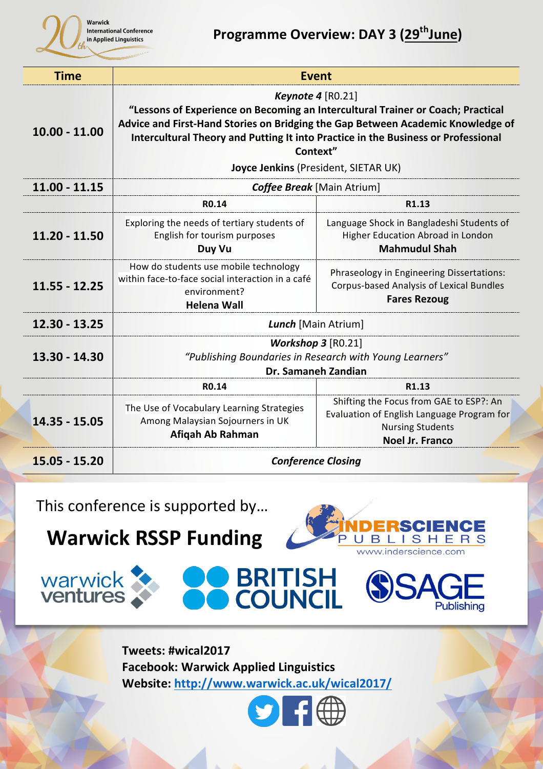Warwick International Conference in Applied Linguistics

# Programme Overview: DAY 3 (29th June)

| Time | Event | |
|---|---|---|
| 10.00 - 11.00 | ***Keynote 4*** [R0.21] **"Lessons of Experience on Becoming an Intercultural Trainer or Coach; Practical Advice and First-Hand Stories on Bridging the Gap Between Academic Knowledge of Intercultural Theory and Putting It into Practice in the Business or Professional Context"** **Joyce Jenkins** (President, SIETAR UK) | |
| 11.00 - 11.15 | ***Coffee Break*** [Main Atrium] | |
| | **R0.14** | **R1.13** |
| 11.20 - 11.50 | Exploring the needs of tertiary students of English for tourism purposes **Duy Vu** | Language Shock in Bangladeshi Students of Higher Education Abroad in London **Mahmudul Shah** |
| 11.55 - 12.25 | How do students use mobile technology within face-to-face social interaction in a café environment? **Helena Wall** | Phraseology in Engineering Dissertations: Corpus-based Analysis of Lexical Bundles **Fares Rezoug** |
| 12.30 - 13.25 | ***Lunch*** [Main Atrium] | |
| 13.30 - 14.30 | ***Workshop 3*** [R0.21] *"Publishing Boundaries in Research with Young Learners"* **Dr. Samaneh Zandian** | |
| | **R0.14** | **R1.13** |
| 14.35 - 15.05 | The Use of Vocabulary Learning Strategies Among Malaysian Sojourners in UK **Afiqah Ab Rahman** | Shifting the Focus from GAE to ESP?: An Evaluation of English Language Program for Nursing Students **Noel Jr. Franco** |
| 15.05 - 15.20 | ***Conference Closing*** | |

This conference is supported by…

**Warwick RSSP Funding**

INDERSCIENCE PUBLISHERS www.inderscience.com

warwick ventures

BRITISH COUNCIL

SAGE Publishing

**Tweets: #wical2017**
**Facebook: Warwick Applied Linguistics**
**Website: http://www.warwick.ac.uk/wical2017/**